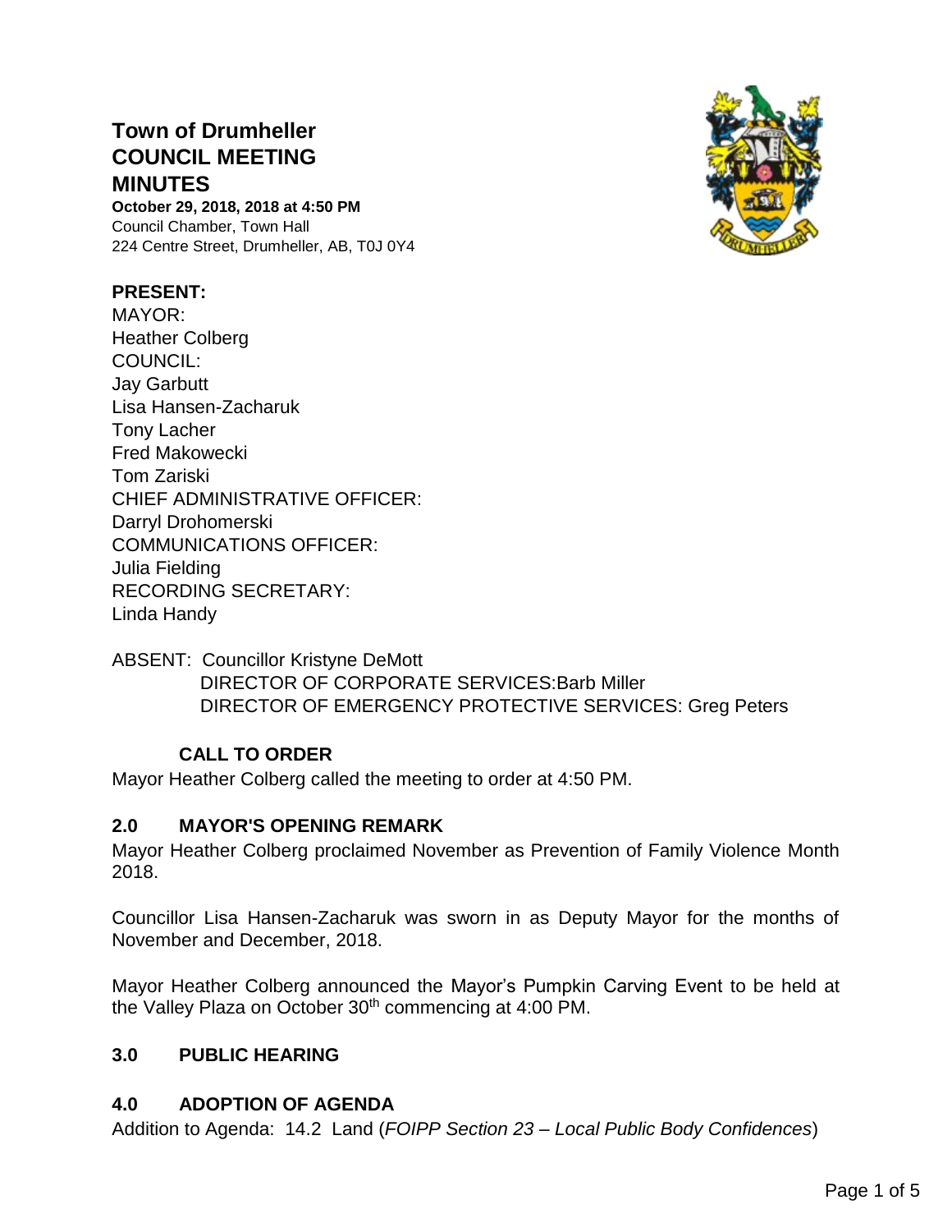# Town of Drumheller COUNCIL MEETING MINUTES

**October 29, 2018, 2018 at 4:50 PM**
Council Chamber, Town Hall
224 Centre Street, Drumheller, AB, T0J 0Y4

**PRESENT:**
MAYOR:
Heather Colberg
COUNCIL:
Jay Garbutt
Lisa Hansen-Zacharuk
Tony Lacher
Fred Makowecki
Tom Zariski
CHIEF ADMINISTRATIVE OFFICER:
Darryl Drohomerski
COMMUNICATIONS OFFICER:
Julia Fielding
RECORDING SECRETARY:
Linda Handy

ABSENT: Councillor Kristyne DeMott
DIRECTOR OF CORPORATE SERVICES:Barb Miller
DIRECTOR OF EMERGENCY PROTECTIVE SERVICES: Greg Peters

### CALL TO ORDER

Mayor Heather Colberg called the meeting to order at 4:50 PM.

### 2.0 MAYOR'S OPENING REMARK

Mayor Heather Colberg proclaimed November as Prevention of Family Violence Month 2018.

Councillor Lisa Hansen-Zacharuk was sworn in as Deputy Mayor for the months of November and December, 2018.

Mayor Heather Colberg announced the Mayor's Pumpkin Carving Event to be held at the Valley Plaza on October 30th commencing at 4:00 PM.

### 3.0 PUBLIC HEARING

### 4.0 ADOPTION OF AGENDA

Addition to Agenda: 14.2 Land (*FOIPP Section 23 – Local Public Body Confidences*)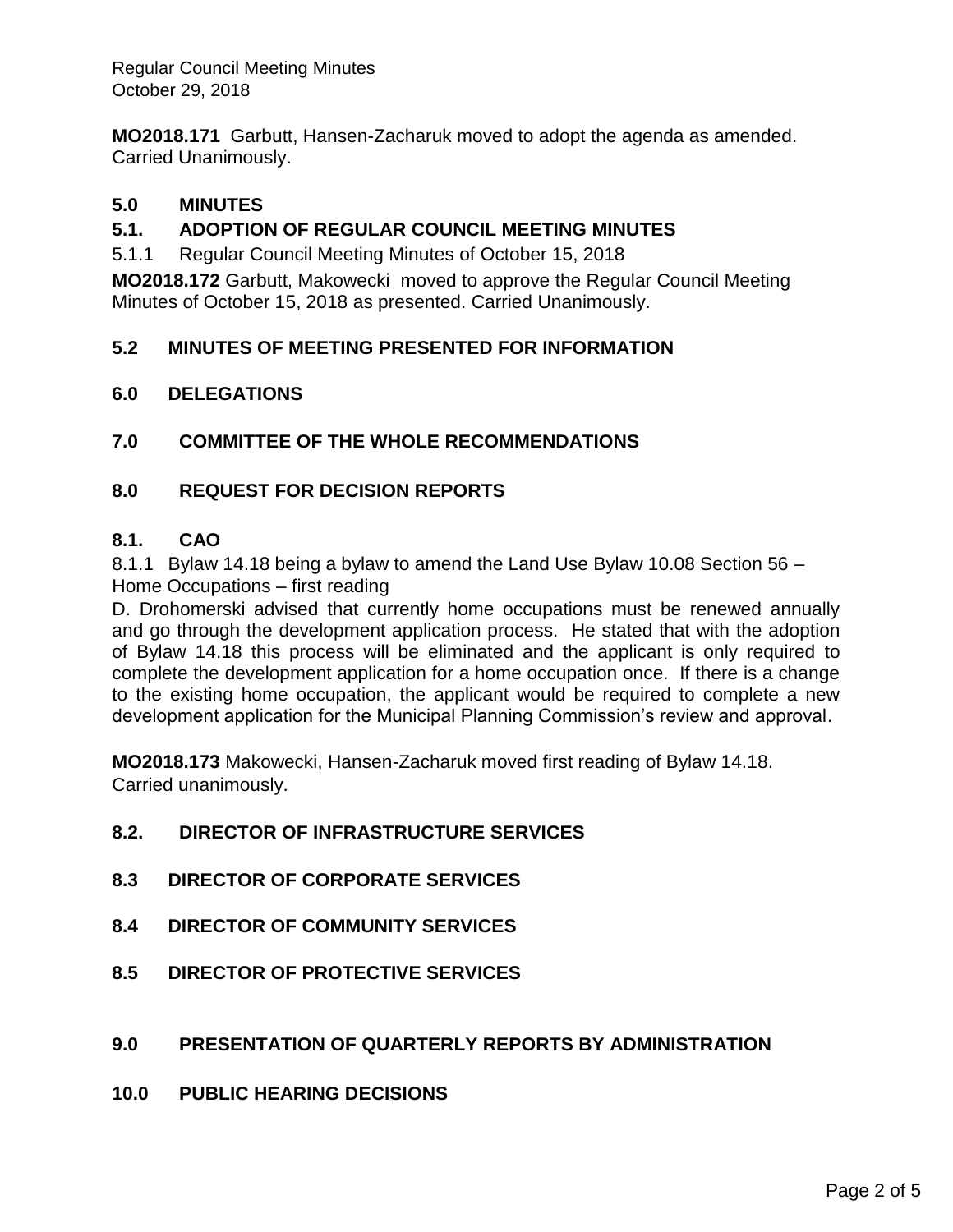**MO2018.171** Garbutt, Hansen-Zacharuk moved to adopt the agenda as amended. Carried Unanimously.

## 5.0 MINUTES

## 5.1. ADOPTION OF REGULAR COUNCIL MEETING MINUTES

5.1.1 Regular Council Meeting Minutes of October 15, 2018

**MO2018.172** Garbutt, Makowecki moved to approve the Regular Council Meeting Minutes of October 15, 2018 as presented. Carried Unanimously.

## 5.2 MINUTES OF MEETING PRESENTED FOR INFORMATION

## 6.0 DELEGATIONS

## 7.0 COMMITTEE OF THE WHOLE RECOMMENDATIONS

## 8.0 REQUEST FOR DECISION REPORTS

## 8.1. CAO

8.1.1 Bylaw 14.18 being a bylaw to amend the Land Use Bylaw 10.08 Section 56 – Home Occupations – first reading

D. Drohomerski advised that currently home occupations must be renewed annually and go through the development application process. He stated that with the adoption of Bylaw 14.18 this process will be eliminated and the applicant is only required to complete the development application for a home occupation once. If there is a change to the existing home occupation, the applicant would be required to complete a new development application for the Municipal Planning Commission's review and approval.

**MO2018.173** Makowecki, Hansen-Zacharuk moved first reading of Bylaw 14.18. Carried unanimously.

## 8.2. DIRECTOR OF INFRASTRUCTURE SERVICES

## 8.3 DIRECTOR OF CORPORATE SERVICES

## 8.4 DIRECTOR OF COMMUNITY SERVICES

## 8.5 DIRECTOR OF PROTECTIVE SERVICES

## 9.0 PRESENTATION OF QUARTERLY REPORTS BY ADMINISTRATION

## 10.0 PUBLIC HEARING DECISIONS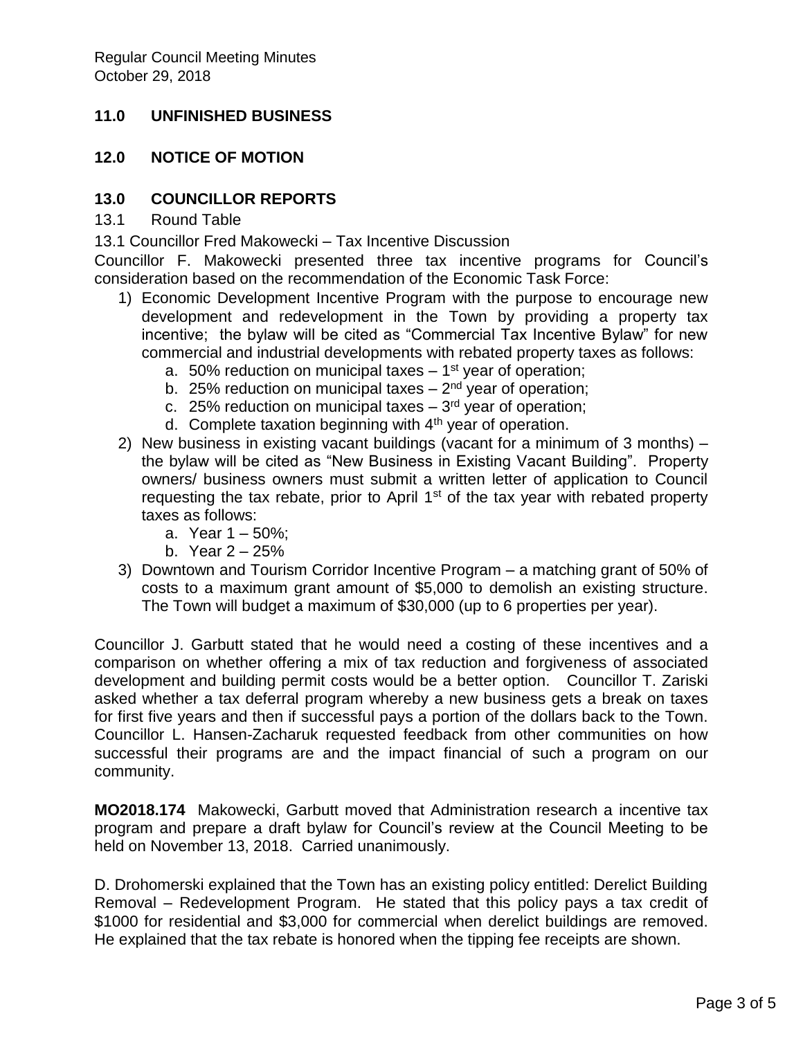## 11.0 UNFINISHED BUSINESS

## 12.0 NOTICE OF MOTION

## 13.0 COUNCILLOR REPORTS

13.1 Round Table

13.1 Councillor Fred Makowecki – Tax Incentive Discussion

Councillor F. Makowecki presented three tax incentive programs for Council's consideration based on the recommendation of the Economic Task Force:

1) Economic Development Incentive Program with the purpose to encourage new development and redevelopment in the Town by providing a property tax incentive; the bylaw will be cited as "Commercial Tax Incentive Bylaw" for new commercial and industrial developments with rebated property taxes as follows:
   a. 50% reduction on municipal taxes – 1st year of operation;
   b. 25% reduction on municipal taxes – 2nd year of operation;
   c. 25% reduction on municipal taxes – 3rd year of operation;
   d. Complete taxation beginning with 4th year of operation.
2) New business in existing vacant buildings (vacant for a minimum of 3 months) – the bylaw will be cited as "New Business in Existing Vacant Building". Property owners/ business owners must submit a written letter of application to Council requesting the tax rebate, prior to April 1st of the tax year with rebated property taxes as follows:
   a. Year 1 – 50%;
   b. Year 2 – 25%
3) Downtown and Tourism Corridor Incentive Program – a matching grant of 50% of costs to a maximum grant amount of $5,000 to demolish an existing structure. The Town will budget a maximum of $30,000 (up to 6 properties per year).

Councillor J. Garbutt stated that he would need a costing of these incentives and a comparison on whether offering a mix of tax reduction and forgiveness of associated development and building permit costs would be a better option. Councillor T. Zariski asked whether a tax deferral program whereby a new business gets a break on taxes for first five years and then if successful pays a portion of the dollars back to the Town. Councillor L. Hansen-Zacharuk requested feedback from other communities on how successful their programs are and the impact financial of such a program on our community.

**MO2018.174** Makowecki, Garbutt moved that Administration research a incentive tax program and prepare a draft bylaw for Council's review at the Council Meeting to be held on November 13, 2018. Carried unanimously.

D. Drohomerski explained that the Town has an existing policy entitled: Derelict Building Removal – Redevelopment Program. He stated that this policy pays a tax credit of $1000 for residential and $3,000 for commercial when derelict buildings are removed. He explained that the tax rebate is honored when the tipping fee receipts are shown.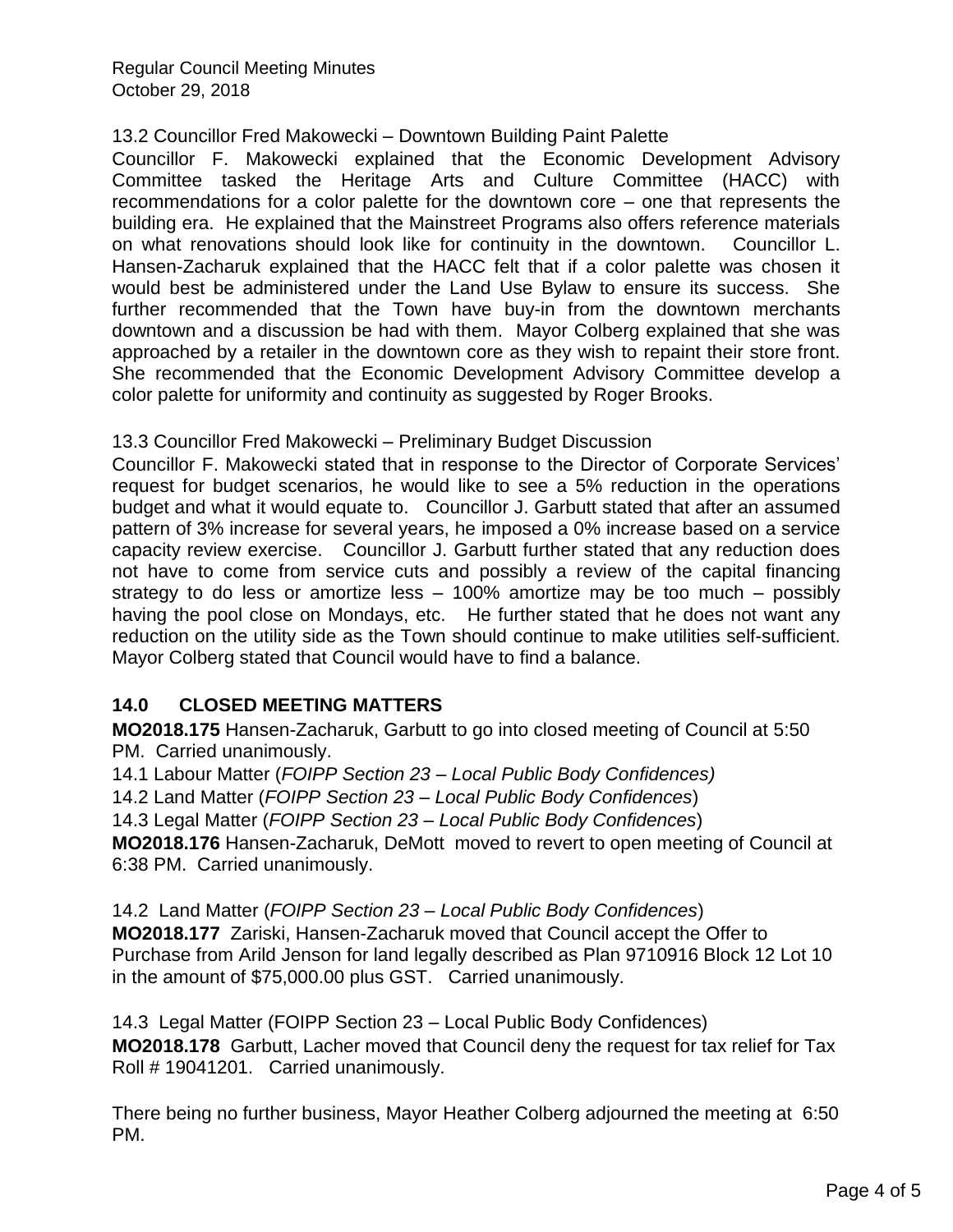13.2 Councillor Fred Makowecki – Downtown Building Paint Palette

Councillor F. Makowecki explained that the Economic Development Advisory Committee tasked the Heritage Arts and Culture Committee (HACC) with recommendations for a color palette for the downtown core – one that represents the building era. He explained that the Mainstreet Programs also offers reference materials on what renovations should look like for continuity in the downtown. Councillor L. Hansen-Zacharuk explained that the HACC felt that if a color palette was chosen it would best be administered under the Land Use Bylaw to ensure its success. She further recommended that the Town have buy-in from the downtown merchants downtown and a discussion be had with them. Mayor Colberg explained that she was approached by a retailer in the downtown core as they wish to repaint their store front. She recommended that the Economic Development Advisory Committee develop a color palette for uniformity and continuity as suggested by Roger Brooks.

13.3 Councillor Fred Makowecki – Preliminary Budget Discussion

Councillor F. Makowecki stated that in response to the Director of Corporate Services' request for budget scenarios, he would like to see a 5% reduction in the operations budget and what it would equate to. Councillor J. Garbutt stated that after an assumed pattern of 3% increase for several years, he imposed a 0% increase based on a service capacity review exercise. Councillor J. Garbutt further stated that any reduction does not have to come from service cuts and possibly a review of the capital financing strategy to do less or amortize less – 100% amortize may be too much – possibly having the pool close on Mondays, etc. He further stated that he does not want any reduction on the utility side as the Town should continue to make utilities self-sufficient. Mayor Colberg stated that Council would have to find a balance.

## 14.0 CLOSED MEETING MATTERS

**MO2018.175** Hansen-Zacharuk, Garbutt to go into closed meeting of Council at 5:50 PM. Carried unanimously.

14.1 Labour Matter (*FOIPP Section 23 – Local Public Body Confidences)*

14.2 Land Matter (*FOIPP Section 23 – Local Public Body Confidences*)

14.3 Legal Matter (*FOIPP Section 23 – Local Public Body Confidences*)

**MO2018.176** Hansen-Zacharuk, DeMott moved to revert to open meeting of Council at 6:38 PM. Carried unanimously.

14.2 Land Matter (*FOIPP Section 23 – Local Public Body Confidences*)

**MO2018.177** Zariski, Hansen-Zacharuk moved that Council accept the Offer to Purchase from Arild Jenson for land legally described as Plan 9710916 Block 12 Lot 10 in the amount of $75,000.00 plus GST. Carried unanimously.

14.3 Legal Matter (FOIPP Section 23 – Local Public Body Confidences)

**MO2018.178** Garbutt, Lacher moved that Council deny the request for tax relief for Tax Roll # 19041201. Carried unanimously.

There being no further business, Mayor Heather Colberg adjourned the meeting at 6:50 PM.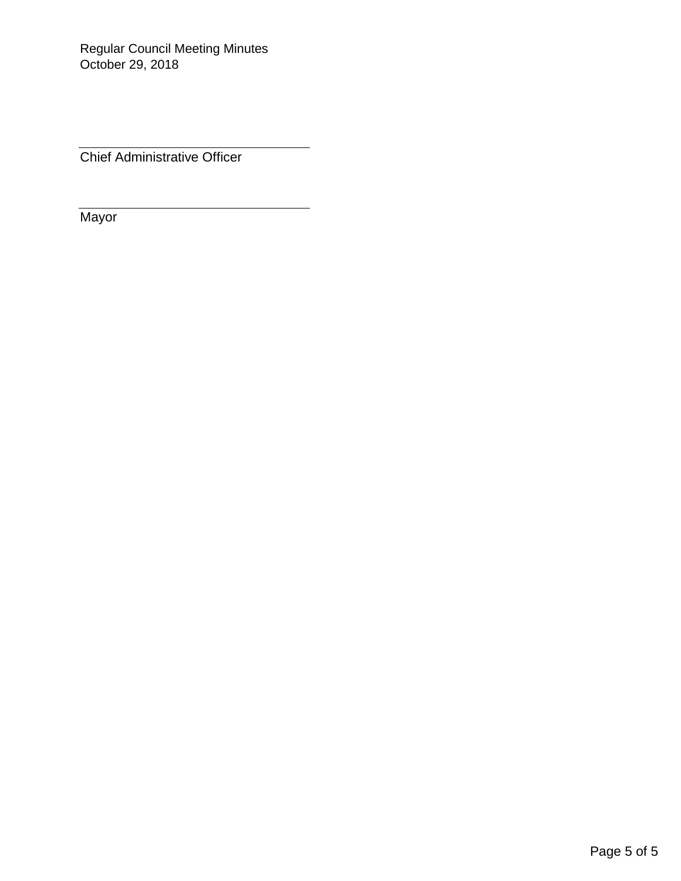\_\_\_\_\_\_\_\_\_\_\_\_\_\_\_\_\_\_\_\_\_\_\_\_\_\_\_\_\_\_\_\_\_\_\_\_

Chief Administrative Officer

\_\_\_\_\_\_\_\_\_\_\_\_\_\_\_\_\_\_\_\_\_\_\_\_\_\_\_\_\_\_\_\_\_\_\_\_

Mayor